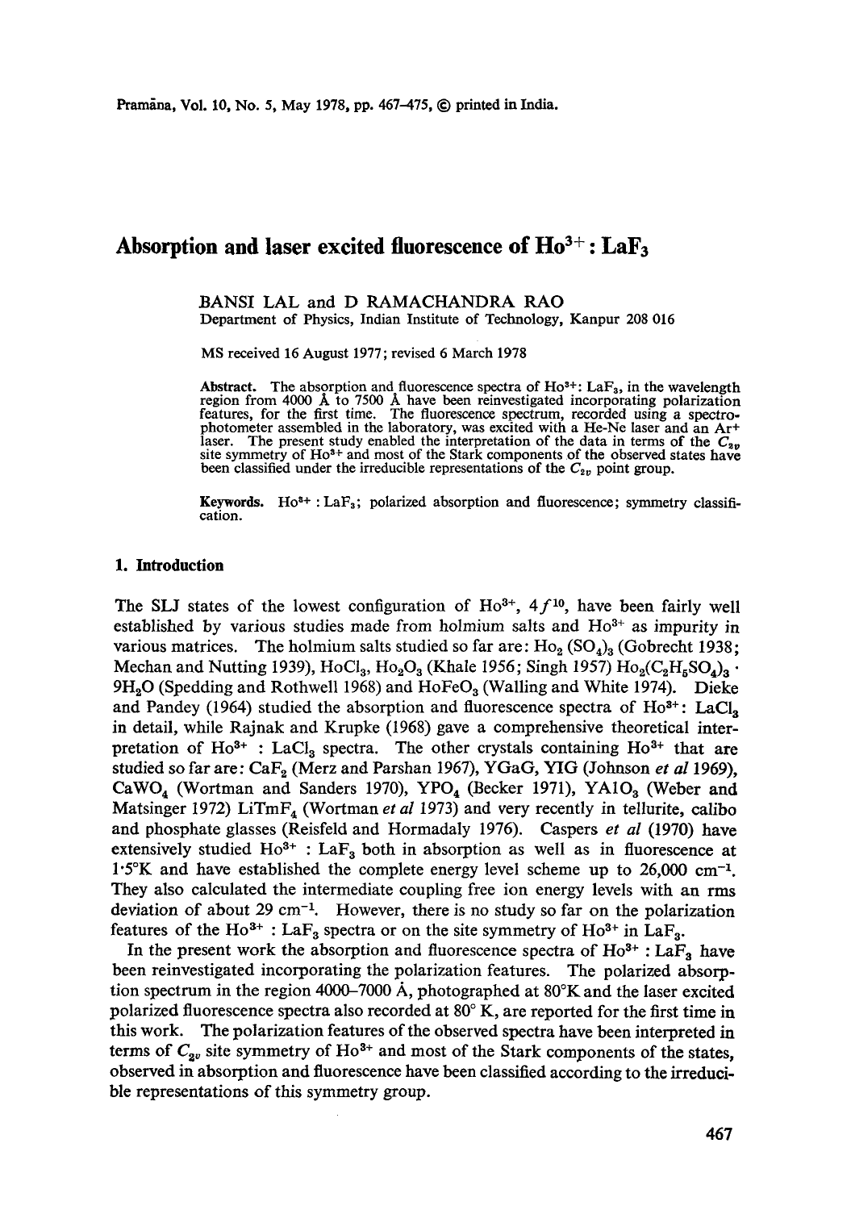# Absorption and laser excited fluorescence of $Ho^{3+}$ : $LaF_3$

BANSI LAL and D RAMACHANDRA RAO

Department of Physics, Indian Institute of Technology, Kanpur 208 016

MS received 16 August 1977; revised 6 March 1978

**Abstract.** The absorption and fluorescence spectra of $Ho^{3+}$: $LaF_3$, in the wavelength region from 4000 Å to 7500 Å have been reinvestigated incorporating polarization features, for the first time. The fluorescence spectrum, recorded using a spectrophotometer assembled in the laboratory, was excited with a He-Ne laser and an $Ar^+$ laser. The present study enabled the interpretation of the data in terms of the $C_{2v}$ site symmetry of $Ho^{3+}$ and most of the Stark components of the observed states have been classified under the irreducible representations of the $C_{2v}$ point group.

**Keywords.** $Ho^{3+}$ : $LaF_3$; polarized absorption and fluorescence; symmetry classification.

## 1. Introduction

The SLJ states of the lowest configuration of $Ho^{3+}$, $4f^{10}$, have been fairly well established by various studies made from holmium salts and $Ho^{3+}$ as impurity in various matrices. The holmium salts studied so far are: $Ho_2(SO_4)_3$ (Gobrecht 1938; Mechan and Nutting 1939), $HoCl_3$, $Ho_2O_3$ (Khale 1956; Singh 1957) $Ho_2(C_2H_5SO_4)_3 \cdot 9H_2O$ (Spedding and Rothwell 1968) and $HoFeO_3$ (Walling and White 1974). Dieke and Pandey (1964) studied the absorption and fluorescence spectra of $Ho^{3+}$: $LaCl_3$ in detail, while Rajnak and Krupke (1968) gave a comprehensive theoretical interpretation of $Ho^{3+}$ : $LaCl_3$ spectra. The other crystals containing $Ho^{3+}$ that are studied so far are: $CaF_2$ (Merz and Parshan 1967), YGaG, YIG (Johnson *et al* 1969), $CaWO_4$ (Wortman and Sanders 1970), $YPO_4$ (Becker 1971), $YAlO_3$ (Weber and Matsinger 1972) $LiTmF_4$ (Wortman *et al* 1973) and very recently in tellurite, calibo and phosphate glasses (Reisfeld and Hormadaly 1976). Caspers *et al* (1970) have extensively studied $Ho^{3+}$ : $LaF_3$ both in absorption as well as in fluorescence at 1·5°K and have established the complete energy level scheme up to 26,000 $cm^{-1}$. They also calculated the intermediate coupling free ion energy levels with an rms deviation of about 29 $cm^{-1}$. However, there is no study so far on the polarization features of the $Ho^{3+}$ : $LaF_3$ spectra or on the site symmetry of $Ho^{3+}$ in $LaF_3$.

In the present work the absorption and fluorescence spectra of $Ho^{3+}$ : $LaF_3$ have been reinvestigated incorporating the polarization features. The polarized absorption spectrum in the region 4000–7000 Å, photographed at 80°K and the laser excited polarized fluorescence spectra also recorded at 80° K, are reported for the first time in this work. The polarization features of the observed spectra have been interpreted in terms of $C_{2v}$ site symmetry of $Ho^{3+}$ and most of the Stark components of the states, observed in absorption and fluorescence have been classified according to the irreducible representations of this symmetry group.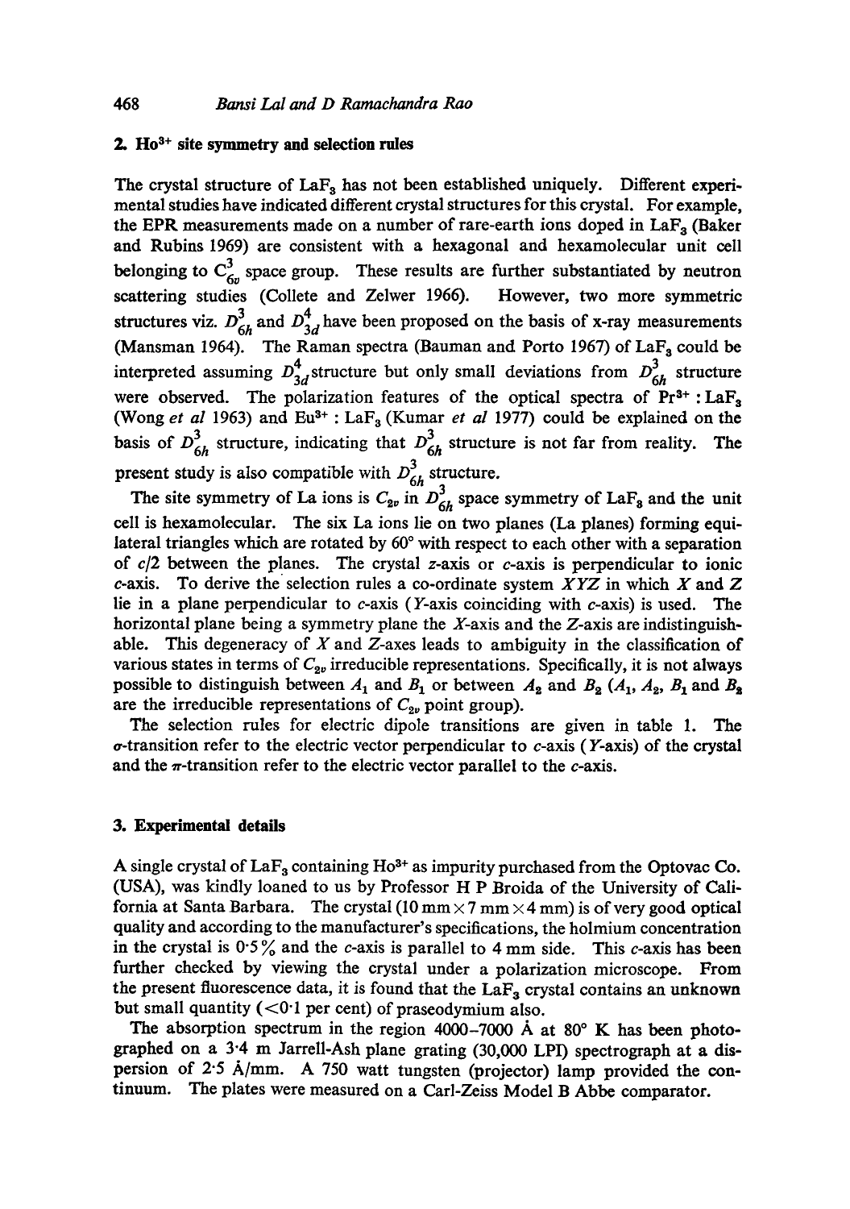## 2. $Ho^{3+}$ site symmetry and selection rules

The crystal structure of $LaF_3$ has not been established uniquely. Different experimental studies have indicated different crystal structures for this crystal. For example, the EPR measurements made on a number of rare-earth ions doped in $LaF_3$ (Baker and Rubins 1969) are consistent with a hexagonal and hexamolecular unit cell belonging to $C_{6v}^3$ space group. These results are further substantiated by neutron scattering studies (Collete and Zelwer 1966). However, two more symmetric structures viz. $D_{6h}^3$ and $D_{3d}^4$ have been proposed on the basis of x-ray measurements (Mansman 1964). The Raman spectra (Bauman and Porto 1967) of $LaF_3$ could be interpreted assuming $D_{3d}^4$ structure but only small deviations from $D_{6h}^3$ structure were observed. The polarization features of the optical spectra of $Pr^{3+}:LaF_3$ (Wong *et al* 1963) and $Eu^{3+}:LaF_3$ (Kumar *et al* 1977) could be explained on the basis of $D_{6h}^3$ structure, indicating that $D_{6h}^3$ structure is not far from reality. The present study is also compatible with $D_{6h}^3$ structure.

The site symmetry of La ions is $C_{2v}$ in $D_{6h}^3$ space symmetry of $LaF_3$ and the unit cell is hexamolecular. The six La ions lie on two planes (La planes) forming equilateral triangles which are rotated by 60° with respect to each other with a separation of $c/2$ between the planes. The crystal $z$-axis or $c$-axis is perpendicular to ionic $c$-axis. To derive the selection rules a co-ordinate system $XYZ$ in which $X$ and $Z$ lie in a plane perpendicular to $c$-axis ($Y$-axis coinciding with $c$-axis) is used. The horizontal plane being a symmetry plane the $X$-axis and the $Z$-axis are indistinguishable. This degeneracy of $X$ and $Z$-axes leads to ambiguity in the classification of various states in terms of $C_{2v}$ irreducible representations. Specifically, it is not always possible to distinguish between $A_1$ and $B_1$ or between $A_2$ and $B_2$ ($A_1$, $A_2$, $B_1$ and $B_2$ are the irreducible representations of $C_{2v}$ point group).

The selection rules for electric dipole transitions are given in table 1. The $\sigma$-transition refer to the electric vector perpendicular to $c$-axis ($Y$-axis) of the crystal and the $\pi$-transition refer to the electric vector parallel to the $c$-axis.

## 3. Experimental details

A single crystal of $LaF_3$ containing $Ho^{3+}$ as impurity purchased from the Optovac Co. (USA), was kindly loaned to us by Professor H P Broida of the University of California at Santa Barbara. The crystal (10 mm × 7 mm × 4 mm) is of very good optical quality and according to the manufacturer's specifications, the holmium concentration in the crystal is 0·5% and the $c$-axis is parallel to 4 mm side. This $c$-axis has been further checked by viewing the crystal under a polarization microscope. From the present fluorescence data, it is found that the $LaF_3$ crystal contains an unknown but small quantity (<0·1 per cent) of praseodymium also.

The absorption spectrum in the region 4000–7000 Å at 80° K has been photographed on a 3·4 m Jarrell-Ash plane grating (30,000 LPI) spectrograph at a dispersion of 2·5 Å/mm. A 750 watt tungsten (projector) lamp provided the continuum. The plates were measured on a Carl-Zeiss Model B Abbe comparator.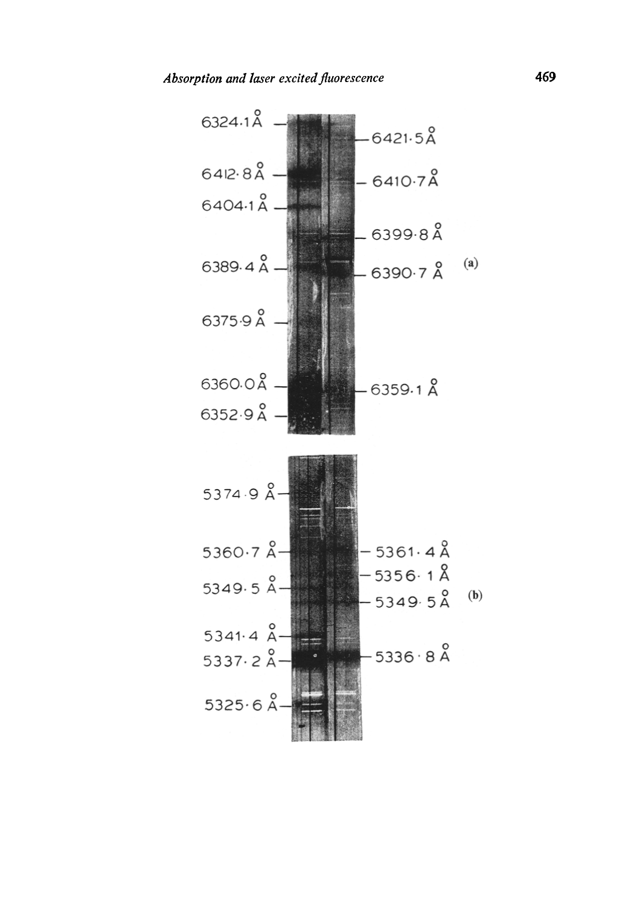6324.1 Å

6421.5 Å

6412.8 Å

6410.7 Å

6404.1 Å

6399.8 Å

6389.4 Å

6390.7 Å

(a)

6375.9 Å

6360.0 Å

6359.1 Å

6352.9 Å

5374.9 Å

5360.7 Å

5361.4 Å

5356.1 Å

5349.5 Å

5349.5 Å

(b)

5341.4 Å

5337.2 Å

5336.8 Å

5325.6 Å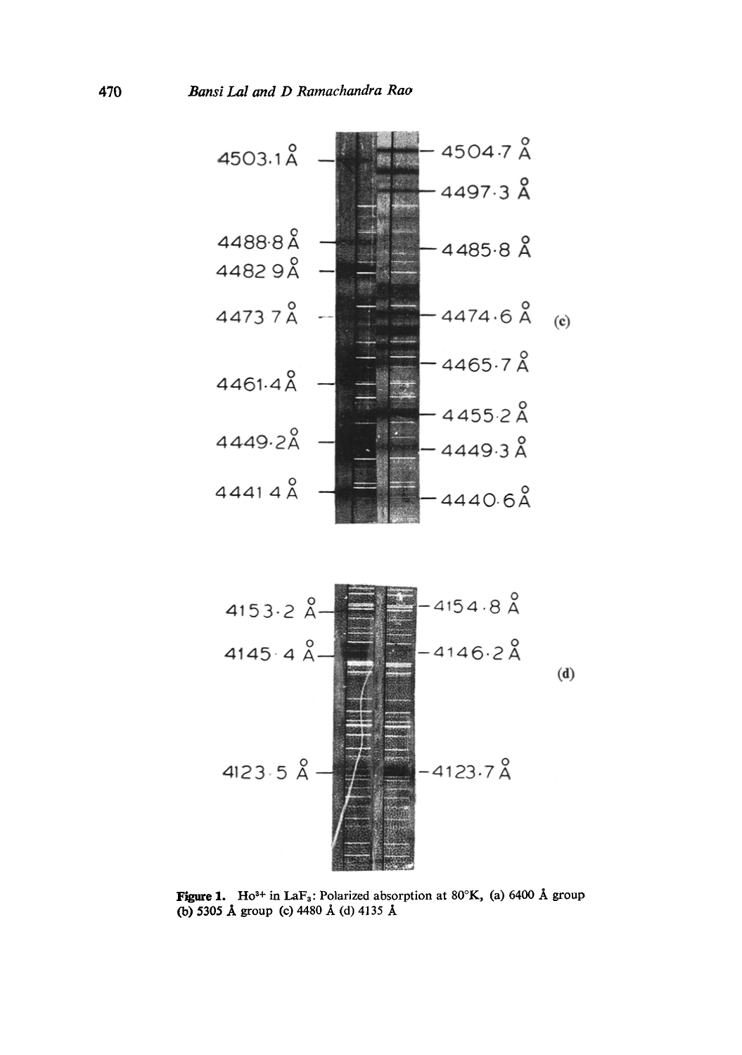4503.1 Å — — 4504.7 Å

— 4497.3 Å

4488.8 Å — — 4485.8 Å

4482.9 Å —

4473.7 Å — — 4474.6 Å (c)

— 4465.7 Å

4461.4 Å —

— 4455.2 Å

4449.2 Å — — 4449.3 Å

4441.4 Å — — 4440.6 Å

4153.2 Å — — 4154.8 Å

4145.4 Å — — 4146.2 Å (d)

4123.5 Å — — 4123.7 Å

**Figure 1.** $Ho^{3+}$ in $LaF_3$: Polarized absorption at 80°K, (a) 6400 Å group (b) 5305 Å group (c) 4480 Å (d) 4135 Å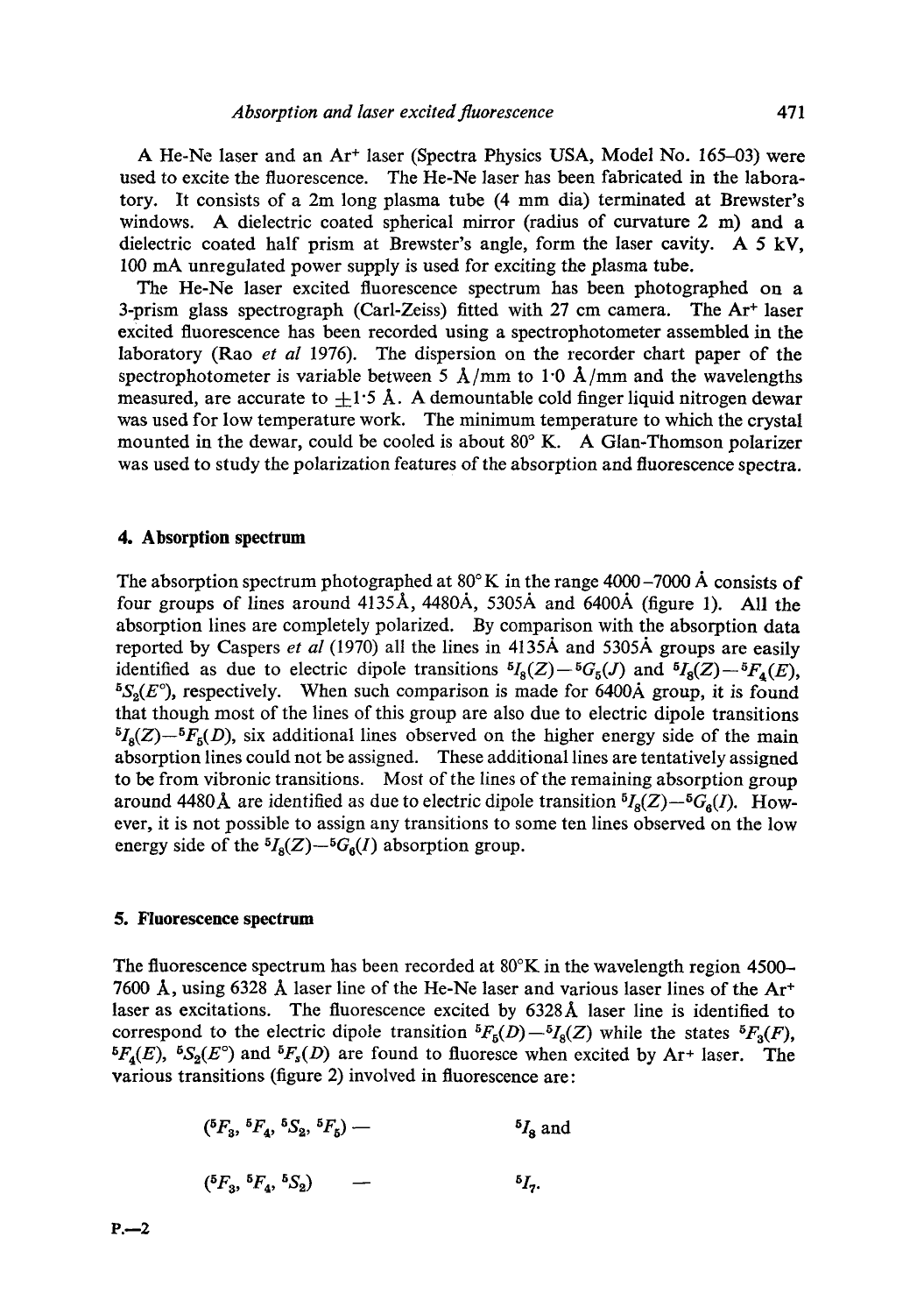A He-Ne laser and an $Ar^+$ laser (Spectra Physics USA, Model No. 165–03) were used to excite the fluorescence. The He-Ne laser has been fabricated in the laboratory. It consists of a 2m long plasma tube (4 mm dia) terminated at Brewster's windows. A dielectric coated spherical mirror (radius of curvature 2 m) and a dielectric coated half prism at Brewster's angle, form the laser cavity. A 5 kV, 100 mA unregulated power supply is used for exciting the plasma tube.

The He-Ne laser excited fluorescence spectrum has been photographed on a 3-prism glass spectrograph (Carl-Zeiss) fitted with 27 cm camera. The $Ar^+$ laser excited fluorescence has been recorded using a spectrophotometer assembled in the laboratory (Rao *et al* 1976). The dispersion on the recorder chart paper of the spectrophotometer is variable between 5 Å/mm to 1·0 Å/mm and the wavelengths measured, are accurate to $\pm 1{\cdot}5$ Å. A demountable cold finger liquid nitrogen dewar was used for low temperature work. The minimum temperature to which the crystal mounted in the dewar, could be cooled is about 80° K. A Glan-Thomson polarizer was used to study the polarization features of the absorption and fluorescence spectra.

## 4. Absorption spectrum

The absorption spectrum photographed at 80° K in the range 4000–7000 Å consists of four groups of lines around 4135Å, 4480Å, 5305Å and 6400Å (figure 1). All the absorption lines are completely polarized. By comparison with the absorption data reported by Caspers *et al* (1970) all the lines in 4135Å and 5305Å groups are easily identified as due to electric dipole transitions $^5I_8(Z)$—$^5G_5(J)$ and $^5I_8(Z)$—$^5F_4(E)$, $^5S_2(E^\circ)$, respectively. When such comparison is made for 6400Å group, it is found that though most of the lines of this group are also due to electric dipole transitions $^5I_8(Z)$—$^5F_5(D)$, six additional lines observed on the higher energy side of the main absorption lines could not be assigned. These additional lines are tentatively assigned to be from vibronic transitions. Most of the lines of the remaining absorption group around 4480Å are identified as due to electric dipole transition $^5I_8(Z)$—$^5G_6(I)$. However, it is not possible to assign any transitions to some ten lines observed on the low energy side of the $^5I_8(Z)$—$^5G_6(I)$ absorption group.

## 5. Fluorescence spectrum

The fluorescence spectrum has been recorded at 80°K in the wavelength region 4500–7600 Å, using 6328 Å laser line of the He-Ne laser and various laser lines of the $Ar^+$ laser as excitations. The fluorescence excited by 6328Å laser line is identified to correspond to the electric dipole transition $^5F_5(D)$—$^5I_8(Z)$ while the states $^5F_3(F)$, $^5F_4(E)$, $^5S_2(E^\circ)$ and $^5F_5(D)$ are found to fluoresce when excited by $Ar^+$ laser. The various transitions (figure 2) involved in fluorescence are:

$$(^5F_3,\ ^5F_4,\ ^5S_2,\ ^5F_5) \quad — \quad ^5I_8 \text{ and}$$

$$(^5F_3,\ ^5F_4,\ ^5S_2) \quad — \quad ^5I_7.$$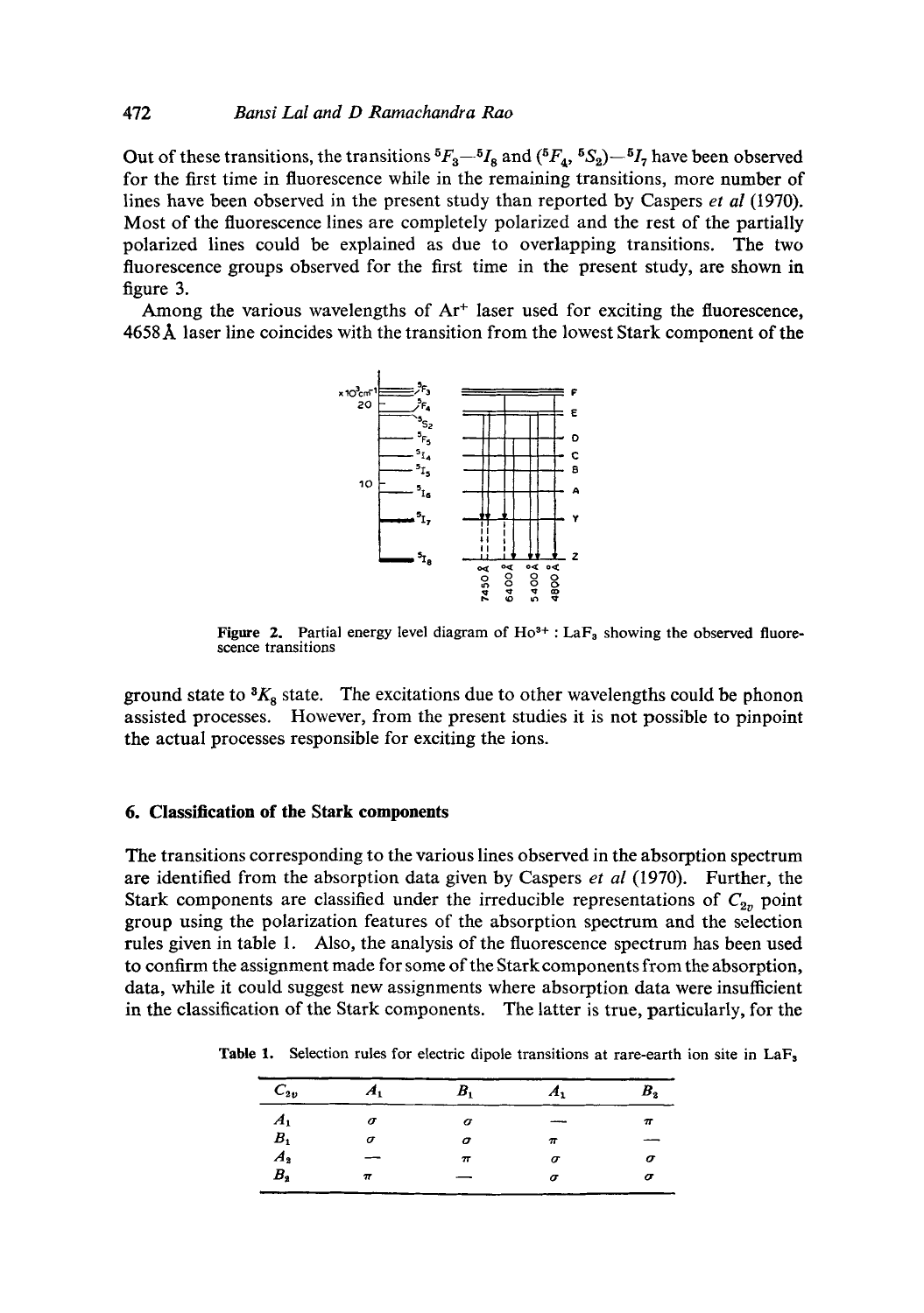Out of these transitions, the transitions $^5F_3$—$^5I_8$ and ($^5F_4$, $^5S_2$)—$^5I_7$ have been observed for the first time in fluorescence while in the remaining transitions, more number of lines have been observed in the present study than reported by Caspers *et al* (1970). Most of the fluorescence lines are completely polarized and the rest of the partially polarized lines could be explained as due to overlapping transitions. The two fluorescence groups observed for the first time in the present study, are shown in figure 3.

Among the various wavelengths of $Ar^+$ laser used for exciting the fluorescence, 4658 Å laser line coincides with the transition from the lowest Stark component of the ground state to $^3K_8$ state. The excitations due to other wavelengths could be phonon assisted processes. However, from the present studies it is not possible to pinpoint the actual processes responsible for exciting the ions.

**Figure 2.** Partial energy level diagram of $Ho^{3+}$ : $LaF_3$ showing the observed fluorescence transitions

## 6. Classification of the Stark components

The transitions corresponding to the various lines observed in the absorption spectrum are identified from the absorption data given by Caspers *et al* (1970). Further, the Stark components are classified under the irreducible representations of $C_{2v}$ point group using the polarization features of the absorption spectrum and the selection rules given in table 1. Also, the analysis of the fluorescence spectrum has been used to confirm the assignment made for some of the Stark components from the absorption, data, while it could suggest new assignments where absorption data were insufficient in the classification of the Stark components. The latter is true, particularly, for the

**Table 1.** Selection rules for electric dipole transitions at rare-earth ion site in $LaF_3$

| $C_{2v}$ | $A_1$ | $B_1$ | $A_1$ | $B_2$ |
|---|---|---|---|---|
| $A_1$ | $\sigma$ | $\sigma$ | — | $\pi$ |
| $B_1$ | $\sigma$ | $\sigma$ | $\pi$ | — |
| $A_2$ | — | $\pi$ | $\sigma$ | $\sigma$ |
| $B_2$ | $\pi$ | — | $\sigma$ | $\sigma$ |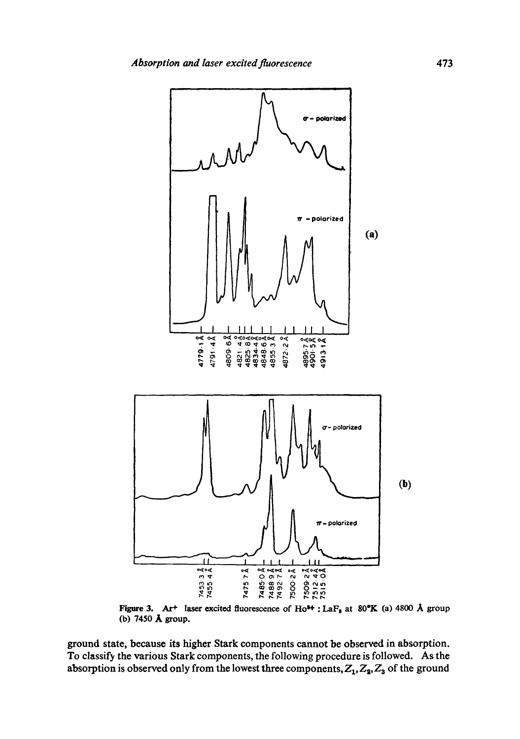Figure 3. $Ar^+$ laser excited fluorescence of $Ho^{3+}$ : $LaF_3$ at 80°K (a) 4800 Å group (b) 7450 Å group.

ground state, because its higher Stark components cannot be observed in absorption. To classify the various Stark components, the following procedure is followed. As the absorption is observed only from the lowest three components, $Z_1, Z_2, Z_3$ of the ground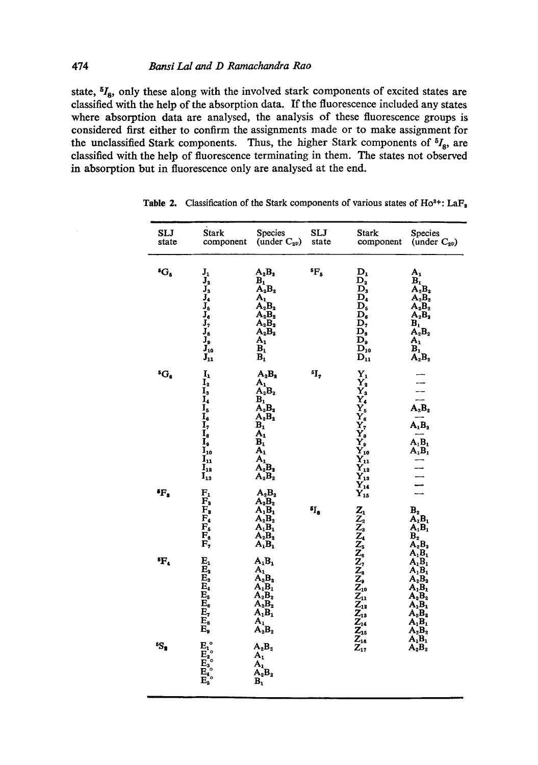state, $^5I_8$, only these along with the involved stark components of excited states are classified with the help of the absorption data. If the fluorescence included any states where absorption data are analysed, the analysis of these fluorescence groups is considered first either to confirm the assignments made or to make assignment for the unclassified Stark components. Thus, the higher Stark components of $^5I_8$, are classified with the help of fluorescence terminating in them. The states not observed in absorption but in fluorescence only are analysed at the end.

**Table 2.** Classification of the Stark components of various states of $Ho^{3+}$: $LaF_3$

| SLJ state | Stark component | Species (under $C_{2v}$) | SLJ state | Stark component | Species (under $C_{2v}$) |
|---|---|---|---|---|---|
| $^5G_5$ | $J_1$ | $A_2B_2$ | $^5F_5$ | $D_1$ | $A_1$ |
| | $J_2$ | $B_1$ | | $D_2$ | $B_1$ |
| | $J_3$ | $A_2B_2$ | | $D_3$ | $A_2B_2$ |
| | $J_4$ | $A_1$ | | $D_4$ | $A_2B_2$ |
| | $J_5$ | $A_2B_2$ | | $D_5$ | $A_2B_2$ |
| | $J_6$ | $A_2B_2$ | | $D_6$ | $A_2B_2$ |
| | $J_7$ | $A_2B_2$ | | $D_7$ | $B_1$ |
| | $J_8$ | $A_2B_2$ | | $D_8$ | $A_2B_2$ |
| | $J_9$ | $A_1$ | | $D_9$ | $A_1$ |
| | $J_{10}$ | $B_1$ | | $D_{10}$ | $B_1$ |
| | $J_{11}$ | $B_1$ | | $D_{11}$ | $A_2B_2$ |
| $^5G_6$ | $I_1$ | $A_2B_2$ | $^5I_7$ | $Y_1$ | — |
| | $I_2$ | $A_1$ | | $Y_2$ | — |
| | $I_3$ | $A_2B_2$ | | $Y_3$ | — |
| | $I_4$ | $B_1$ | | $Y_4$ | — |
| | $I_5$ | $A_2B_2$ | | $Y_5$ | $A_2B_2$ |
| | $I_6$ | $A_2B_2$ | | $Y_6$ | — |
| | $I_7$ | $B_1$ | | $Y_7$ | $A_1B_2$ |
| | $I_8$ | $A_1$ | | $Y_8$ | — |
| | $I_9$ | $B_1$ | | $Y_9$ | $A_1B_1$ |
| | $I_{10}$ | $A_1$ | | $Y_{10}$ | $A_1B_1$ |
| | $I_{11}$ | $A_1$ | | $Y_{11}$ | — |
| | $I_{12}$ | $A_2B_2$ | | $Y_{12}$ | — |
| | $I_{13}$ | $A_2B_2$ | | $Y_{13}$ | — |
| | | | | $Y_{14}$ | — |
| $^5F_3$ | $F_1$ | $A_2B_2$ | | $Y_{15}$ | — |
| | $F_2$ | $A_2B_2$ | | | |
| | $F_3$ | $A_1B_1$ | $^5I_8$ | $Z_1$ | $B_2$ |
| | $F_4$ | $A_2B_2$ | | $Z_2$ | $A_1B_1$ |
| | $F_5$ | $A_1B_1$ | | $Z_3$ | $A_1B_1$ |
| | $F_6$ | $A_2B_2$ | | $Z_4$ | $B_2$ |
| | $F_7$ | $A_1B_1$ | | $Z_5$ | $A_2B_2$ |
| | | | | $Z_6$ | $A_1B_1$ |
| $^5F_4$ | $E_1$ | $A_1B_1$ | | $Z_7$ | $A_1B_1$ |
| | $E_2$ | $A_1$ | | $Z_8$ | $A_1B_1$ |
| | $E_3$ | $A_2B_2$ | | $Z_9$ | $A_2B_2$ |
| | $E_4$ | $A_1B_1$ | | $Z_{10}$ | $A_1B_1$ |
| | $E_5$ | $A_2B_2$ | | $Z_{11}$ | $A_2B_2$ |
| | $E_6$ | $A_2B_2$ | | $Z_{12}$ | $A_1B_1$ |
| | $E_7$ | $A_1B_1$ | | $Z_{13}$ | $A_2B_2$ |
| | $E_8$ | $A_1$ | | $Z_{14}$ | $A_1B_1$ |
| | $E_9$ | $A_2B_2$ | | $Z_{15}$ | $A_2B_2$ |
| | | | | $Z_{16}$ | $A_1B_1$ |
| $^5S_2$ | $E_1^{\circ}$ | $A_2B_2$ | | $Z_{17}$ | $A_2B_2$ |
| | $E_2^{\circ}$ | $A_1$ | | | |
| | $E_3^{\circ}$ | $A_1$ | | | |
| | $E_4^{\circ}$ | $A_2B_2$ | | | |
| | $E_5^{\circ}$ | $B_1$ | | | |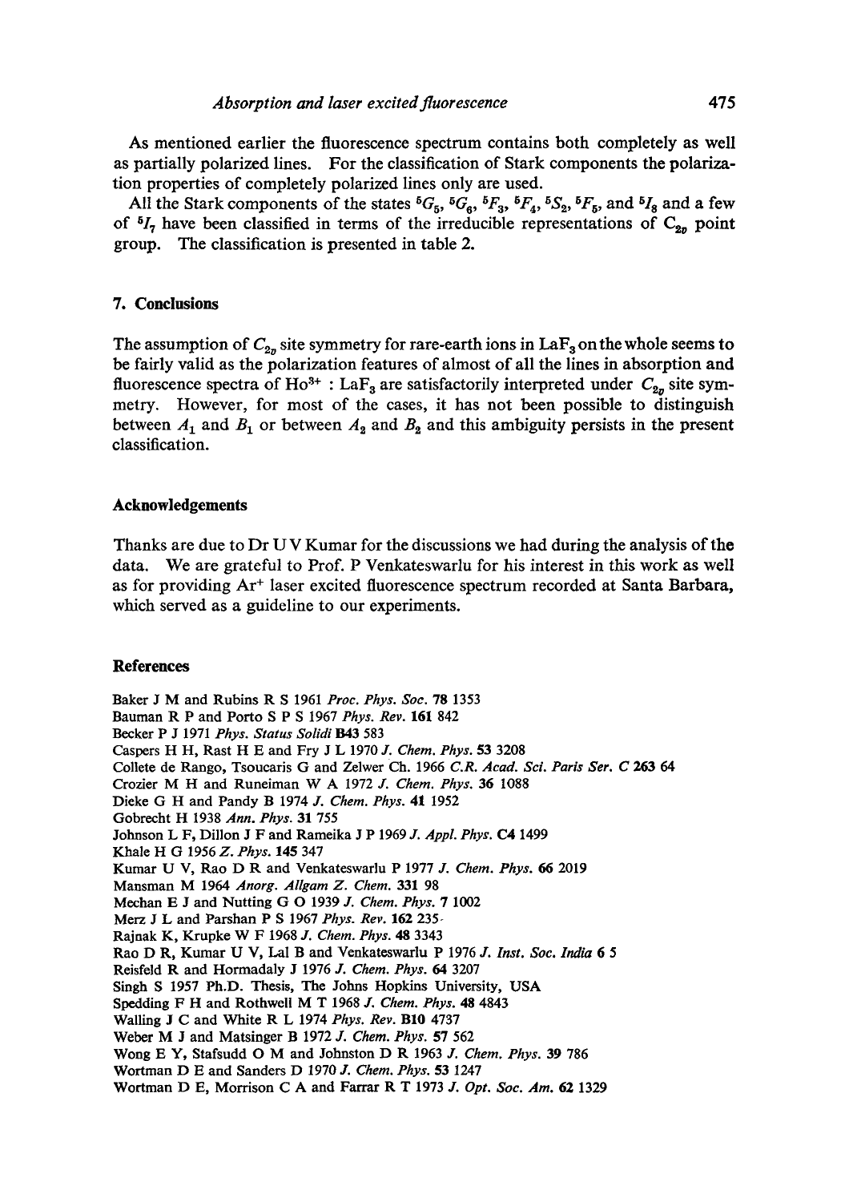As mentioned earlier the fluorescence spectrum contains both completely as well as partially polarized lines. For the classification of Stark components the polarization properties of completely polarized lines only are used.

All the Stark components of the states $^5G_5$, $^5G_6$, $^5F_3$, $^5F_4$, $^5S_2$, $^5F_5$, and $^5I_8$ and a few of $^5I_7$ have been classified in terms of the irreducible representations of $C_{2v}$ point group. The classification is presented in table 2.

## 7. Conclusions

The assumption of $C_{2v}$ site symmetry for rare-earth ions in $LaF_3$ on the whole seems to be fairly valid as the polarization features of almost of all the lines in absorption and fluorescence spectra of $Ho^{3+}$ : $LaF_3$ are satisfactorily interpreted under $C_{2v}$ site symmetry. However, for most of the cases, it has not been possible to distinguish between $A_1$ and $B_1$ or between $A_2$ and $B_2$ and this ambiguity persists in the present classification.

## Acknowledgements

Thanks are due to Dr U V Kumar for the discussions we had during the analysis of the data. We are grateful to Prof. P Venkateswarlu for his interest in this work as well as for providing $Ar^+$ laser excited fluorescence spectrum recorded at Santa Barbara, which served as a guideline to our experiments.

## References

Baker J M and Rubins R S 1961 *Proc. Phys. Soc.* **78** 1353
Bauman R P and Porto S P S 1967 *Phys. Rev.* **161** 842
Becker P J 1971 *Phys. Status Solidi* **B43** 583
Caspers H H, Rast H E and Fry J L 1970 *J. Chem. Phys.* **53** 3208
Collete de Rango, Tsoucaris G and Zelwer Ch. 1966 *C.R. Acad. Sci. Paris Ser. C* **263** 64
Crozier M H and Runeiman W A 1972 *J. Chem. Phys.* **36** 1088
Dieke G H and Pandy B 1974 *J. Chem. Phys.* **41** 1952
Gobrecht H 1938 *Ann. Phys.* **31** 755
Johnson L F, Dillon J F and Rameika J P 1969 *J. Appl. Phys.* **C4** 1499
Khale H G 1956 *Z. Phys.* **145** 347
Kumar U V, Rao D R and Venkateswarlu P 1977 *J. Chem. Phys.* **66** 2019
Mansman M 1964 *Anorg. Allgam Z. Chem.* **331** 98
Mechan E J and Nutting G O 1939 *J. Chem. Phys.* **7** 1002
Merz J L and Parshan P S 1967 *Phys. Rev.* **162** 235
Rajnak K, Krupke W F 1968 *J. Chem. Phys.* **48** 3343
Rao D R, Kumar U V, Lal B and Venkateswarlu P 1976 *J. Inst. Soc. India* **6** 5
Reisfeld R and Hormadaly J 1976 *J. Chem. Phys.* **64** 3207
Singh S 1957 Ph.D. Thesis, The Johns Hopkins University, USA
Spedding F H and Rothwell M T 1968 *J. Chem. Phys.* **48** 4843
Walling J C and White R L 1974 *Phys. Rev.* **B10** 4737
Weber M J and Matsinger B 1972 *J. Chem. Phys.* **57** 562
Wong E Y, Stafsudd O M and Johnston D R 1963 *J. Chem. Phys.* **39** 786
Wortman D E and Sanders D 1970 *J. Chem. Phys.* **53** 1247
Wortman D E, Morrison C A and Farrar R T 1973 *J. Opt. Soc. Am.* **62** 1329